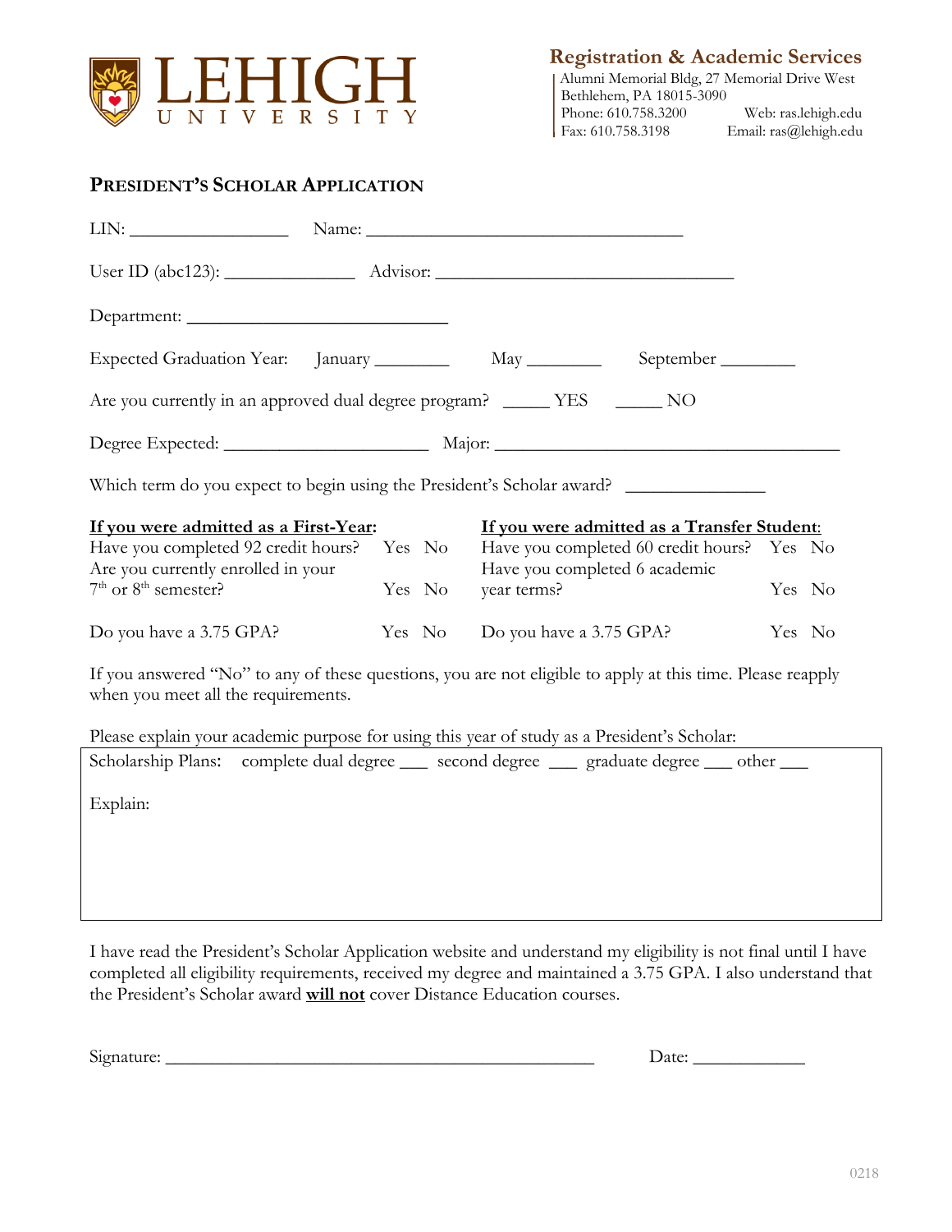**LEHIGH UNIVERSITY**

**Registration & Academic Services**
Alumni Memorial Bldg, 27 Memorial Drive West
Bethlehem, PA 18015-3090
Phone: 610.758.3200 Web: ras.lehigh.edu
Fax: 610.758.3198 Email: ras@lehigh.edu

## PRESIDENT'S SCHOLAR APPLICATION

LIN: _________________ Name: ___________________________________

User ID (abc123): ______________ Advisor: ________________________________

Department: _____________________________

Expected Graduation Year: January ________ May ________ September ________

Are you currently in an approved dual degree program? _____ YES _____ NO

Degree Expected: ______________________ Major: _____________________________________

Which term do you expect to begin using the President's Scholar award? _______________

| **<u>If you were admitted as a First-Year</u>:** | | **<u>If you were admitted as a Transfer Student</u>:** | |
|---|---|---|---|
| Have you completed 92 credit hours? | Yes No | Have you completed 60 credit hours? | Yes No |
| Are you currently enrolled in your 7th or 8th semester? | Yes No | Have you completed 6 academic year terms? | Yes No |
| Do you have a 3.75 GPA? | Yes No | Do you have a 3.75 GPA? | Yes No |

If you answered "No" to any of these questions, you are not eligible to apply at this time. Please reapply when you meet all the requirements.

Please explain your academic purpose for using this year of study as a President's Scholar:

Scholarship Plans: complete dual degree ___ second degree ___ graduate degree ___ other ___

Explain:

I have read the President's Scholar Application website and understand my eligibility is not final until I have completed all eligibility requirements, received my degree and maintained a 3.75 GPA. I also understand that the President's Scholar award **<u>will not</u>** cover Distance Education courses.

Signature: ________________________________________________ Date: ____________

0218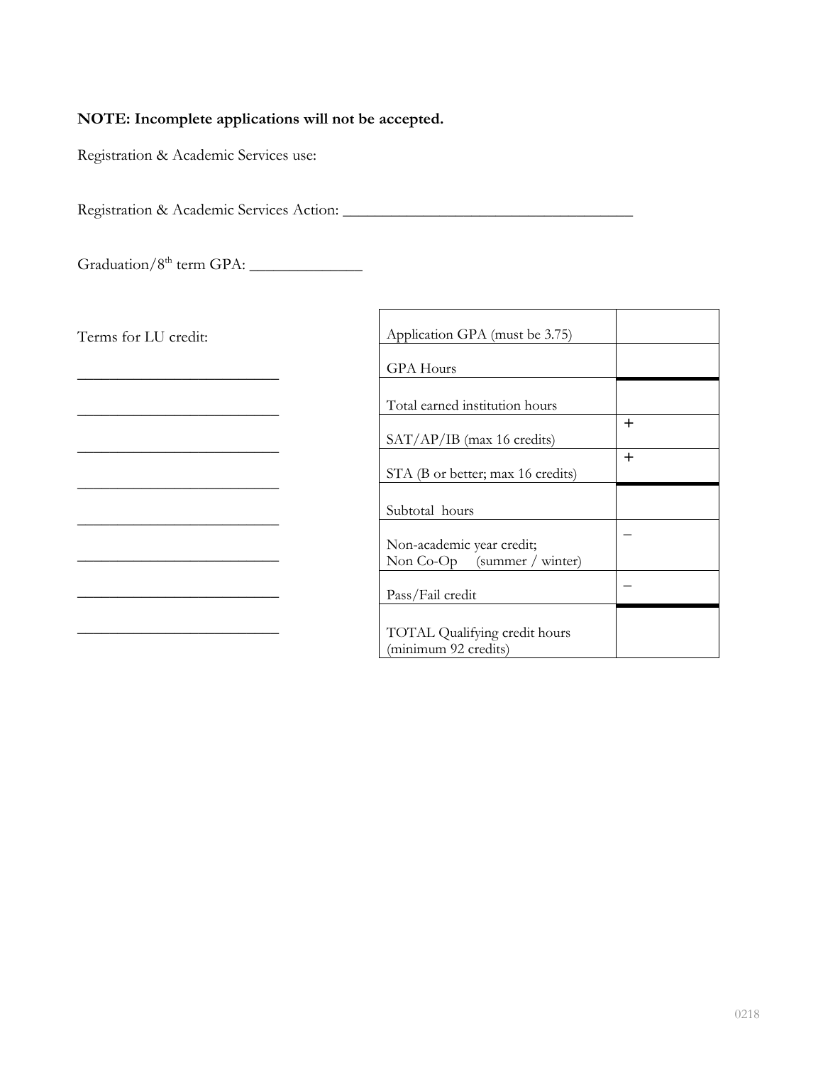**NOTE: Incomplete applications will not be accepted.**

Registration & Academic Services use:

Registration & Academic Services Action: ______________________________________

Graduation/8th term GPA: ______________

Terms for LU credit:

__________________________

__________________________

__________________________

__________________________

__________________________

__________________________

__________________________

__________________________

| | |
|---|---|
| Application GPA (must be 3.75) | |
| GPA Hours | |
| Total earned institution hours | |
| SAT/AP/IB (max 16 credits) | + |
| STA (B or better; max 16 credits) | + |
| Subtotal hours | |
| Non-academic year credit; Non Co-Op (summer / winter) | – |
| Pass/Fail credit | – |
| TOTAL Qualifying credit hours (minimum 92 credits) | |